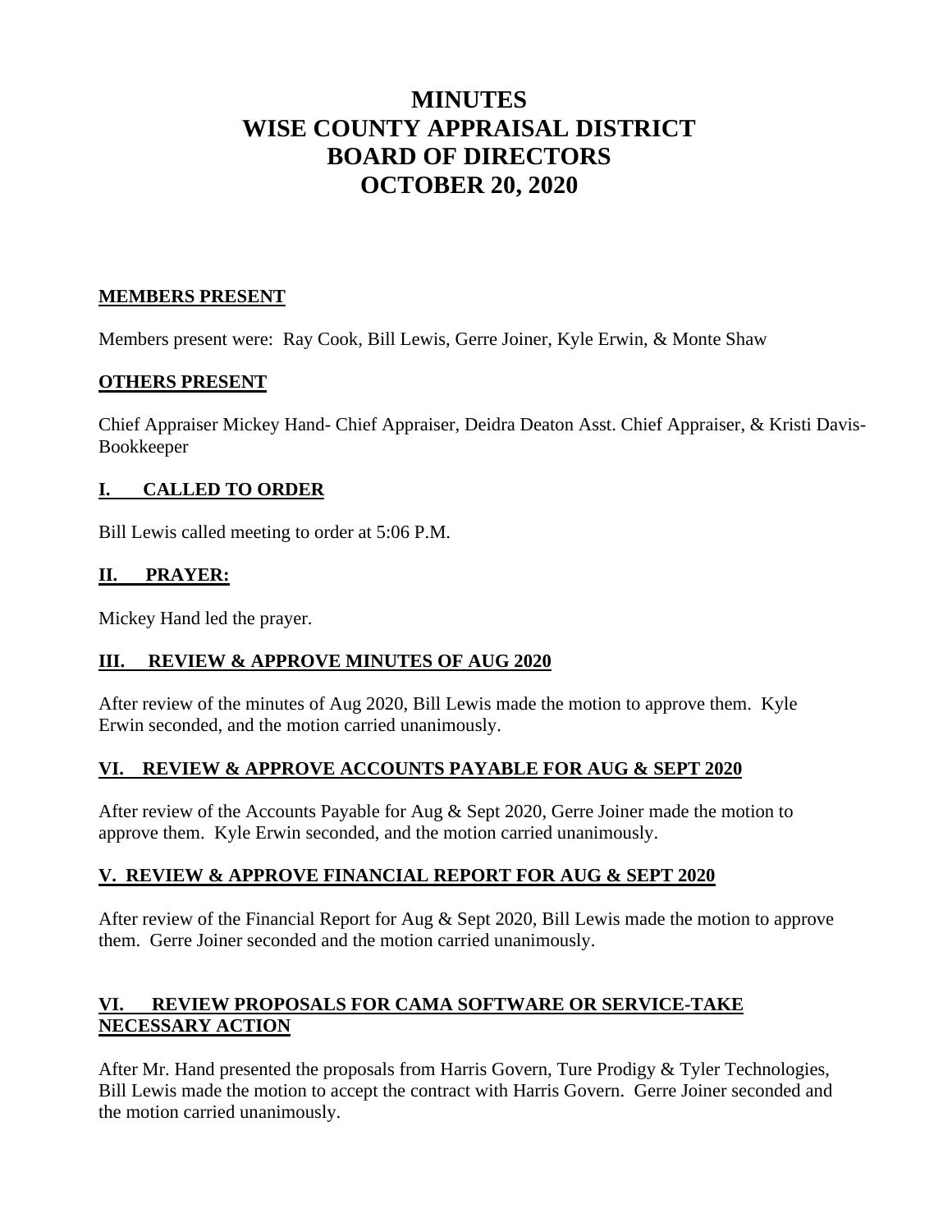# MINUTES
# WISE COUNTY APPRAISAL DISTRICT
# BOARD OF DIRECTORS
# OCTOBER 20, 2020

## MEMBERS PRESENT

Members present were: Ray Cook, Bill Lewis, Gerre Joiner, Kyle Erwin, & Monte Shaw

## OTHERS PRESENT

Chief Appraiser Mickey Hand- Chief Appraiser, Deidra Deaton Asst. Chief Appraiser, & Kristi Davis-Bookkeeper

## I. CALLED TO ORDER

Bill Lewis called meeting to order at 5:06 P.M.

## II. PRAYER:

Mickey Hand led the prayer.

## III. REVIEW & APPROVE MINUTES OF AUG 2020

After review of the minutes of Aug 2020, Bill Lewis made the motion to approve them. Kyle Erwin seconded, and the motion carried unanimously.

## VI. REVIEW & APPROVE ACCOUNTS PAYABLE FOR AUG & SEPT 2020

After review of the Accounts Payable for Aug & Sept 2020, Gerre Joiner made the motion to approve them. Kyle Erwin seconded, and the motion carried unanimously.

## V. REVIEW & APPROVE FINANCIAL REPORT FOR AUG & SEPT 2020

After review of the Financial Report for Aug & Sept 2020, Bill Lewis made the motion to approve them. Gerre Joiner seconded and the motion carried unanimously.

## VI. REVIEW PROPOSALS FOR CAMA SOFTWARE OR SERVICE-TAKE NECESSARY ACTION

After Mr. Hand presented the proposals from Harris Govern, Ture Prodigy & Tyler Technologies, Bill Lewis made the motion to accept the contract with Harris Govern. Gerre Joiner seconded and the motion carried unanimously.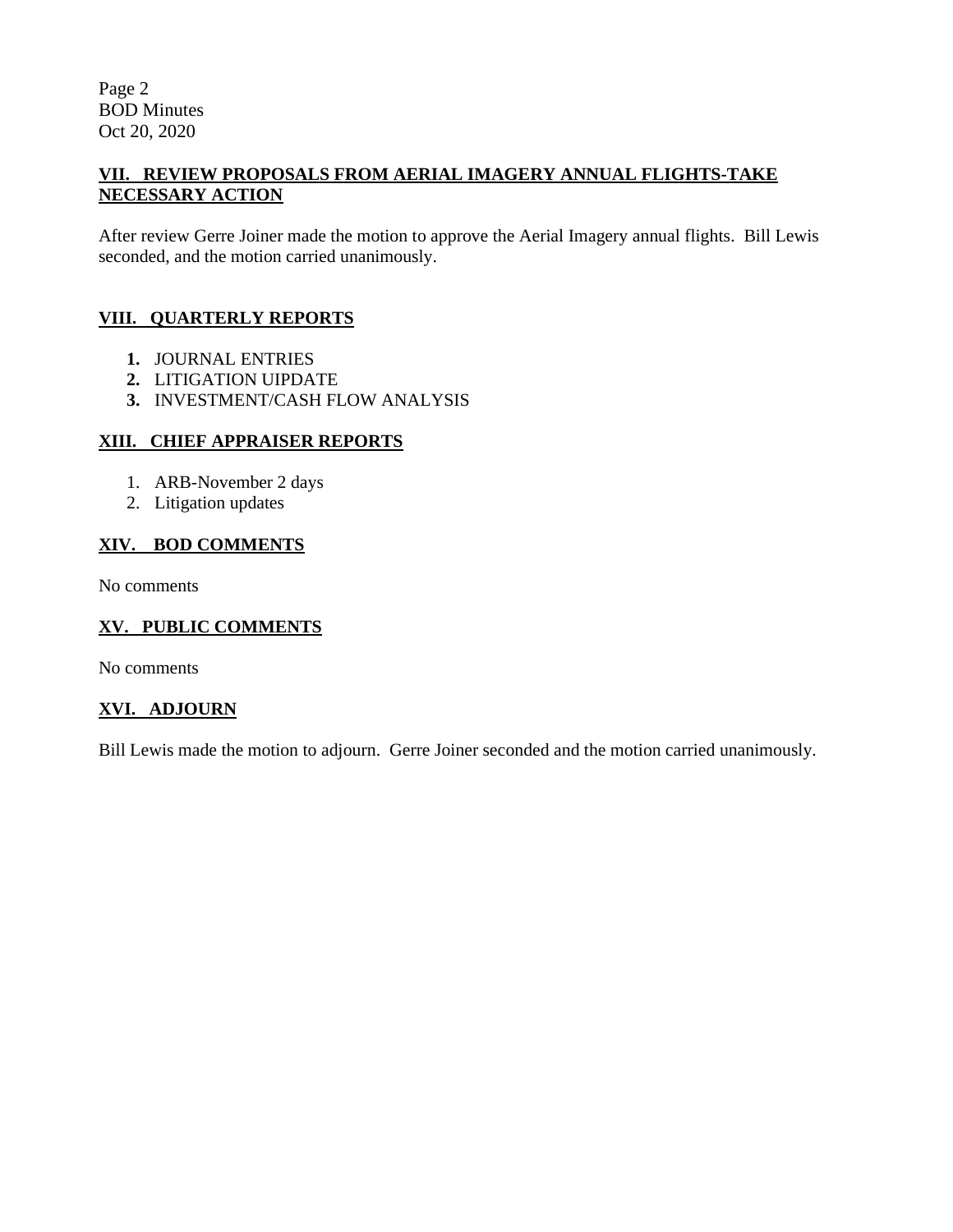Page 2
BOD Minutes
Oct 20, 2020

## VII. REVIEW PROPOSALS FROM AERIAL IMAGERY ANNUAL FLIGHTS-TAKE NECESSARY ACTION

After review Gerre Joiner made the motion to approve the Aerial Imagery annual flights. Bill Lewis seconded, and the motion carried unanimously.

## VIII. QUARTERLY REPORTS

1. JOURNAL ENTRIES
2. LITIGATION UIPDATE
3. INVESTMENT/CASH FLOW ANALYSIS

## XIII. CHIEF APPRAISER REPORTS

1. ARB-November 2 days
2. Litigation updates

## XIV. BOD COMMENTS

No comments

## XV. PUBLIC COMMENTS

No comments

## XVI. ADJOURN

Bill Lewis made the motion to adjourn. Gerre Joiner seconded and the motion carried unanimously.